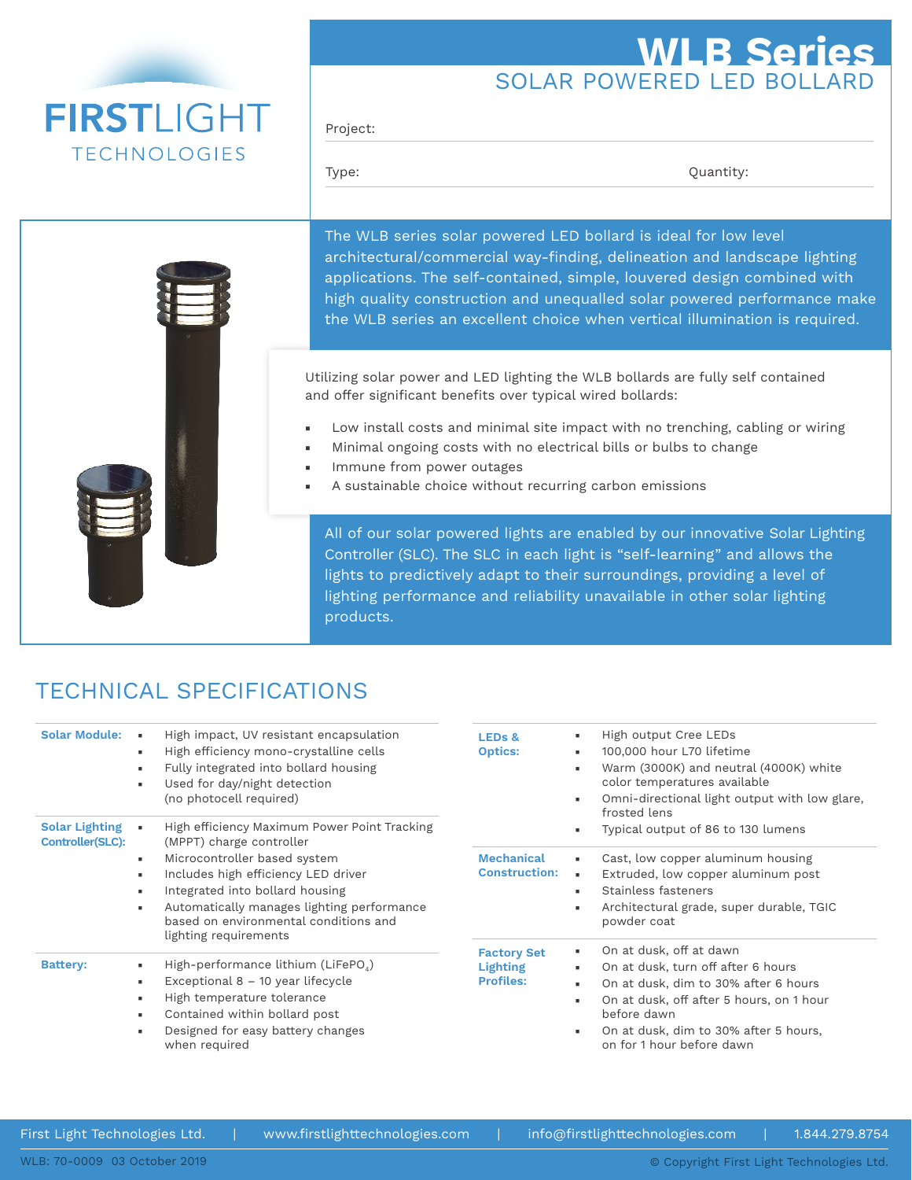# FIRSTLIGHT TECHNOLOGIES

# WLB Series

## SOLAR POWERED LED BOLLARD

Project:

Type: Quantity:

The WLB series solar powered LED bollard is ideal for low level architectural/commercial way-finding, delineation and landscape lighting applications. The self-contained, simple, louvered design combined with high quality construction and unequalled solar powered performance make the WLB series an excellent choice when vertical illumination is required.

Utilizing solar power and LED lighting the WLB bollards are fully self contained and offer significant benefits over typical wired bollards:

- Low install costs and minimal site impact with no trenching, cabling or wiring
- Minimal ongoing costs with no electrical bills or bulbs to change
- Immune from power outages
- A sustainable choice without recurring carbon emissions

All of our solar powered lights are enabled by our innovative Solar Lighting Controller (SLC). The SLC in each light is "self-learning" and allows the lights to predictively adapt to their surroundings, providing a level of lighting performance and reliability unavailable in other solar lighting products.

## TECHNICAL SPECIFICATIONS

**Solar Module:**
- High impact, UV resistant encapsulation
- High efficiency mono-crystalline cells
- Fully integrated into bollard housing
- Used for day/night detection (no photocell required)

**Solar Lighting Controller(SLC):**
- High efficiency Maximum Power Point Tracking (MPPT) charge controller
- Microcontroller based system
- Includes high efficiency LED driver
- Integrated into bollard housing
- Automatically manages lighting performance based on environmental conditions and lighting requirements

**Battery:**
- High-performance lithium ($LiFePO_4$)
- Exceptional 8 – 10 year lifecycle
- High temperature tolerance
- Contained within bollard post
- Designed for easy battery changes when required

**LEDs & Optics:**
- High output Cree LEDs
- 100,000 hour L70 lifetime
- Warm (3000K) and neutral (4000K) white color temperatures available
- Omni-directional light output with low glare, frosted lens
- Typical output of 86 to 130 lumens

**Mechanical Construction:**
- Cast, low copper aluminum housing
- Extruded, low copper aluminum post
- Stainless fasteners
- Architectural grade, super durable, TGIC powder coat

**Factory Set Lighting Profiles:**
- On at dusk, off at dawn
- On at dusk, turn off after 6 hours
- On at dusk, dim to 30% after 6 hours
- On at dusk, off after 5 hours, on 1 hour before dawn
- On at dusk, dim to 30% after 5 hours, on for 1 hour before dawn

First Light Technologies Ltd. | www.firstlighttechnologies.com | info@firstlighttechnologies.com | 1.844.279.8754

WLB: 70-0009 03 October 2019 © Copyright First Light Technologies Ltd.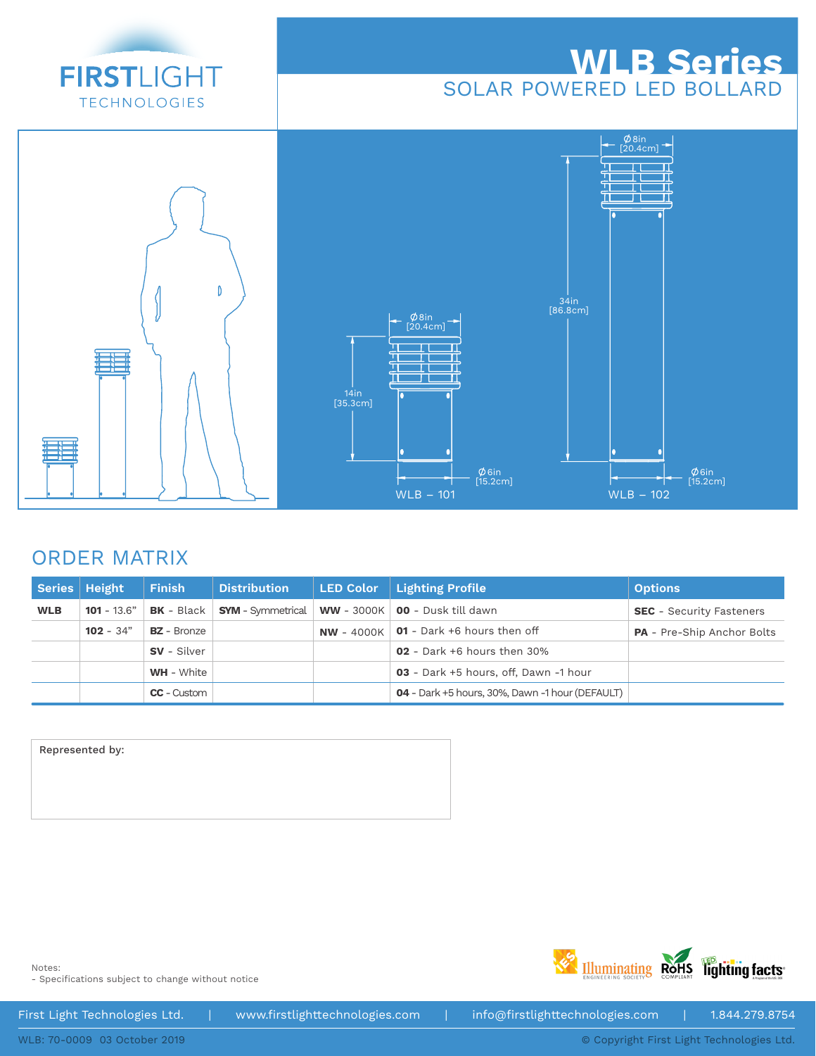FIRSTLIGHT
TECHNOLOGIES

# WLB Series

## SOLAR POWERED LED BOLLARD

Ø8in
[20.4cm]

14in
[35.3cm]

Ø6in
[15.2cm]

WLB – 101

Ø8in
[20.4cm]

34in
[86.8cm]

Ø6in
[15.2cm]

WLB – 102

## ORDER MATRIX

| Series | Height | Finish | Distribution | LED Color | Lighting Profile | Options |
|---|---|---|---|---|---|---|
| **WLB** | **101** - 13.6" | **BK** - Black | **SYM** - Symmetrical | **WW** - 3000K | **00** - Dusk till dawn | **SEC** - Security Fasteners |
| | **102** - 34" | **BZ** - Bronze | | **NW** - 4000K | **01** - Dark +6 hours then off | **PA** - Pre-Ship Anchor Bolts |
| | | **SV** - Silver | | | **02** - Dark +6 hours then 30% | |
| | | **WH** - White | | | **03** - Dark +5 hours, off, Dawn -1 hour | |
| | | **CC** - Custom | | | **04** - Dark +5 hours, 30%, Dawn -1 hour (DEFAULT) | |

Represented by:

Notes:
- Specifications subject to change without notice

Illuminating Engineering Society | RoHS Compliant | LED lighting facts

First Light Technologies Ltd. | www.firstlighttechnologies.com | info@firstlighttechnologies.com | 1.844.279.8754

WLB: 70-0009 03 October 2019

© Copyright First Light Technologies Ltd.